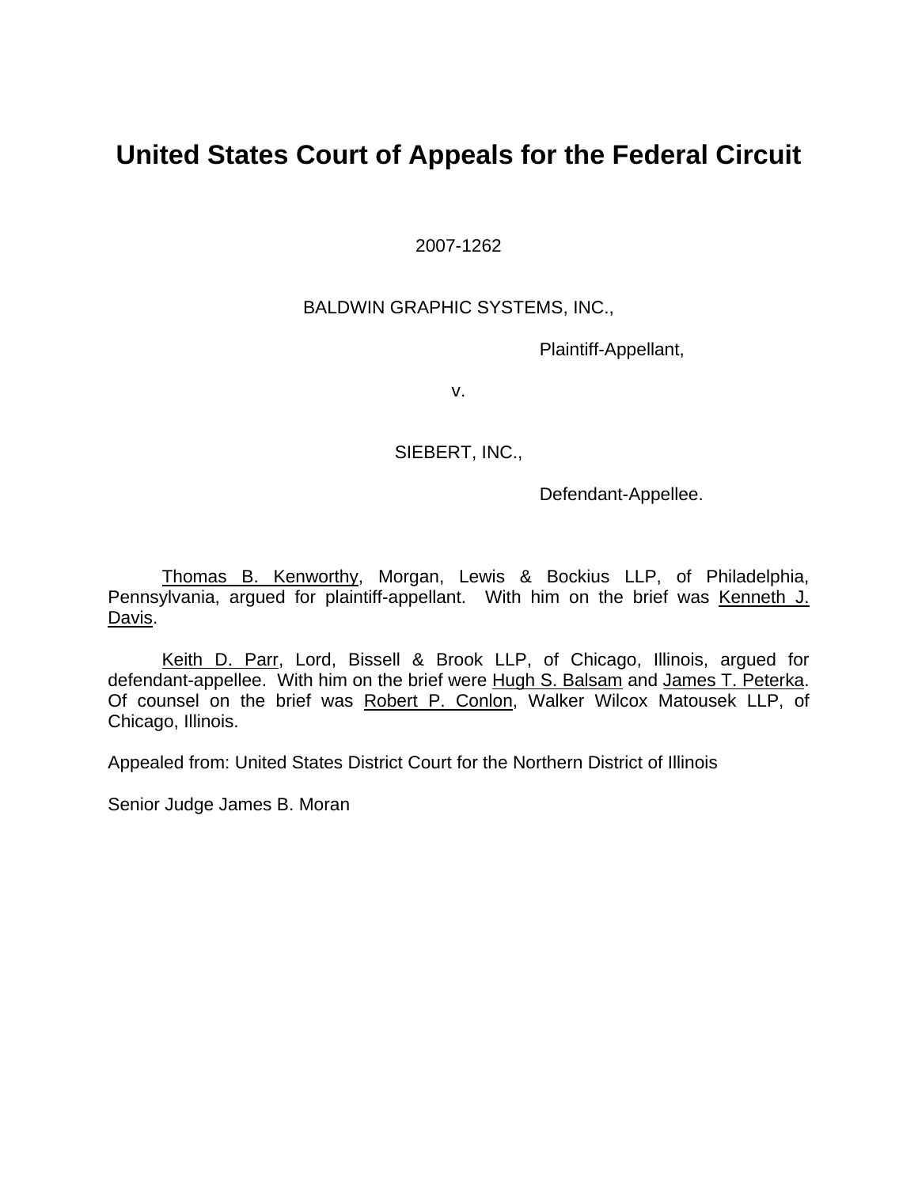# United States Court of Appeals for the Federal Circuit

2007-1262

BALDWIN GRAPHIC SYSTEMS, INC.,

Plaintiff-Appellant,

v.

SIEBERT, INC.,

Defendant-Appellee.

Thomas B. Kenworthy, Morgan, Lewis & Bockius LLP, of Philadelphia, Pennsylvania, argued for plaintiff-appellant. With him on the brief was Kenneth J. Davis.

Keith D. Parr, Lord, Bissell & Brook LLP, of Chicago, Illinois, argued for defendant-appellee. With him on the brief were Hugh S. Balsam and James T. Peterka. Of counsel on the brief was Robert P. Conlon, Walker Wilcox Matousek LLP, of Chicago, Illinois.

Appealed from: United States District Court for the Northern District of Illinois

Senior Judge James B. Moran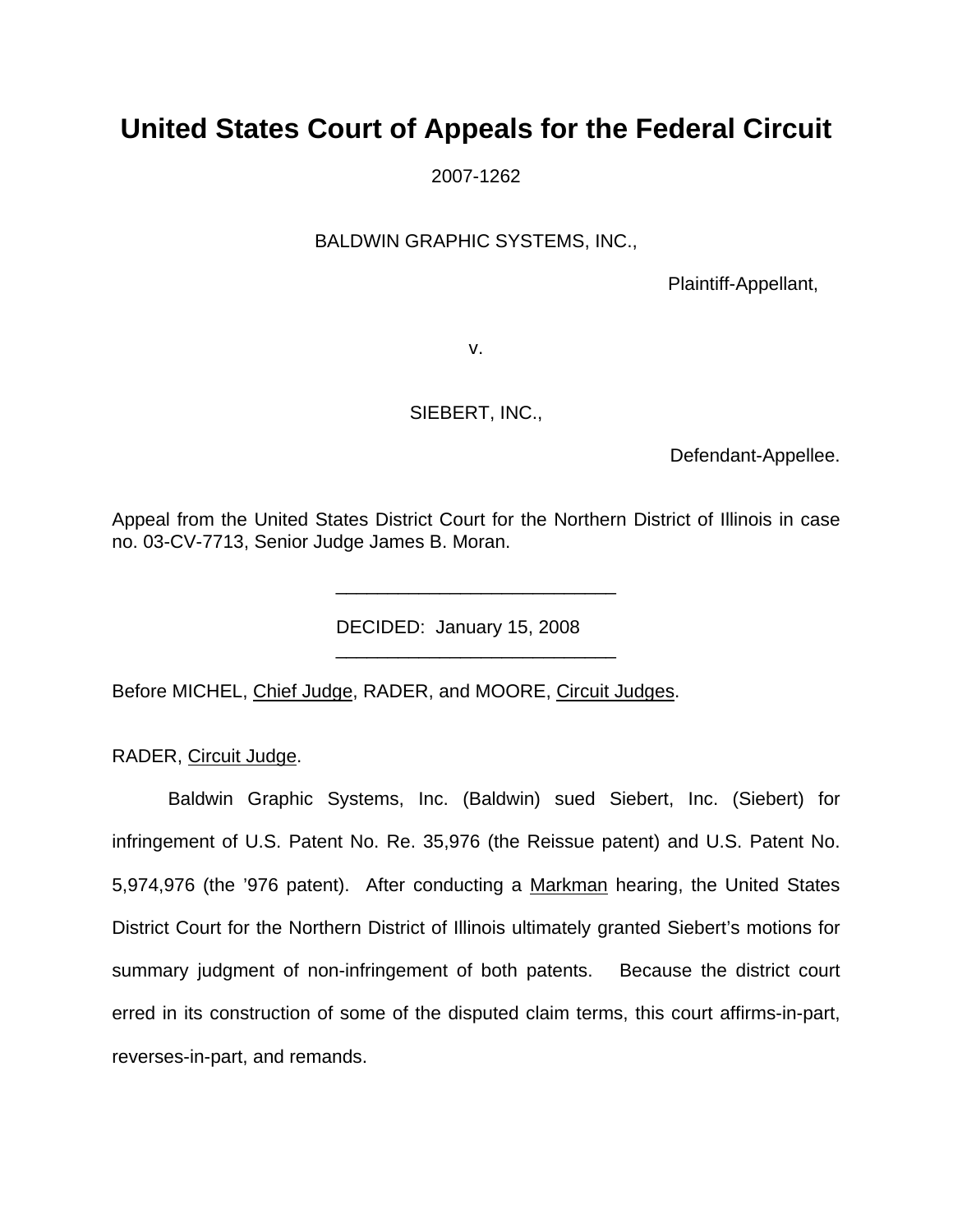# United States Court of Appeals for the Federal Circuit

2007-1262

BALDWIN GRAPHIC SYSTEMS, INC.,

Plaintiff-Appellant,

v.

SIEBERT, INC.,

Defendant-Appellee.

Appeal from the United States District Court for the Northern District of Illinois in case no. 03-CV-7713, Senior Judge James B. Moran.

---

DECIDED: January 15, 2008

---

Before MICHEL, Chief Judge, RADER, and MOORE, Circuit Judges.

RADER, Circuit Judge.

Baldwin Graphic Systems, Inc. (Baldwin) sued Siebert, Inc. (Siebert) for infringement of U.S. Patent No. Re. 35,976 (the Reissue patent) and U.S. Patent No. 5,974,976 (the ’976 patent). After conducting a Markman hearing, the United States District Court for the Northern District of Illinois ultimately granted Siebert’s motions for summary judgment of non-infringement of both patents. Because the district court erred in its construction of some of the disputed claim terms, this court affirms-in-part, reverses-in-part, and remands.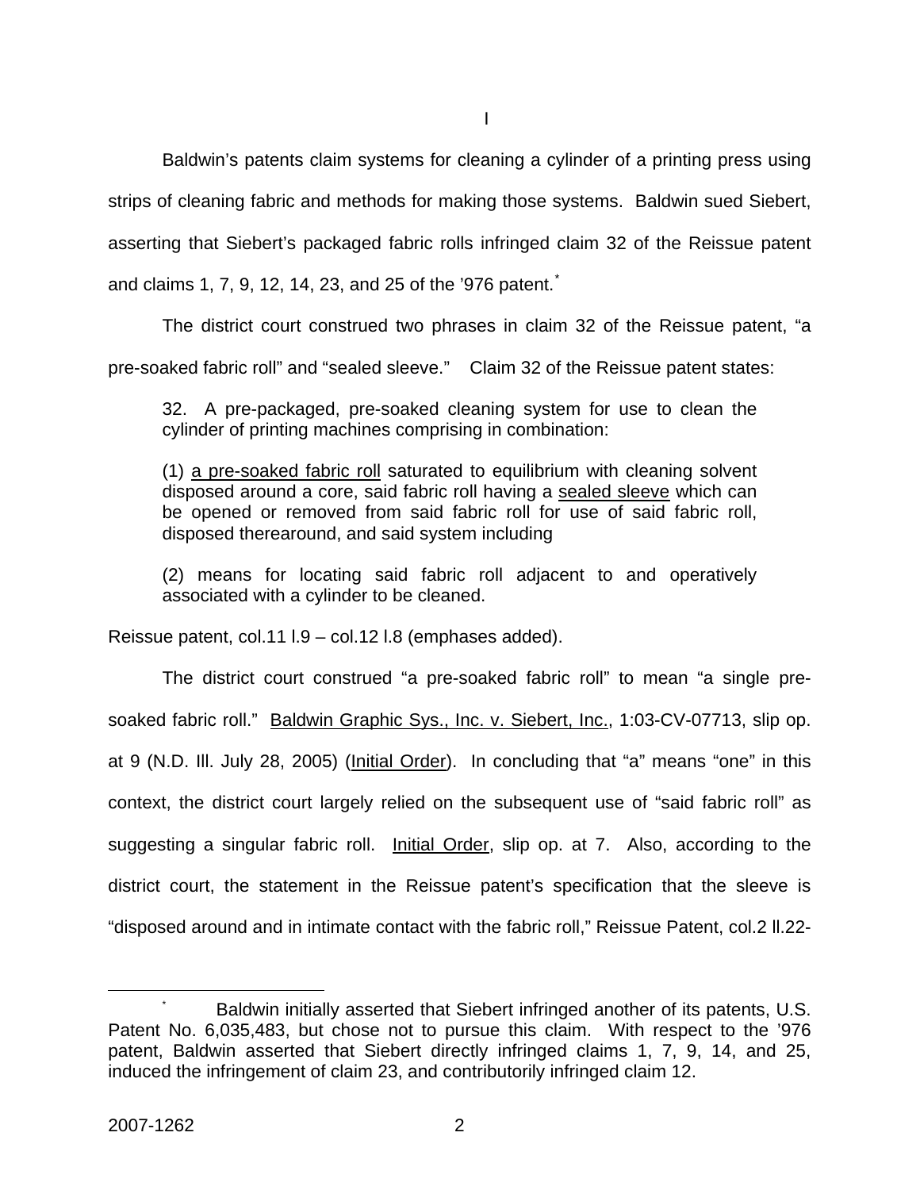I

Baldwin's patents claim systems for cleaning a cylinder of a printing press using strips of cleaning fabric and methods for making those systems. Baldwin sued Siebert, asserting that Siebert's packaged fabric rolls infringed claim 32 of the Reissue patent and claims 1, 7, 9, 12, 14, 23, and 25 of the '976 patent.*

The district court construed two phrases in claim 32 of the Reissue patent, "a pre-soaked fabric roll" and "sealed sleeve." Claim 32 of the Reissue patent states:

> 32. A pre-packaged, pre-soaked cleaning system for use to clean the cylinder of printing machines comprising in combination:
>
> (1) <u>a pre-soaked fabric roll</u> saturated to equilibrium with cleaning solvent disposed around a core, said fabric roll having a <u>sealed sleeve</u> which can be opened or removed from said fabric roll for use of said fabric roll, disposed therearound, and said system including
>
> (2) means for locating said fabric roll adjacent to and operatively associated with a cylinder to be cleaned.

Reissue patent, col.11 l.9 – col.12 l.8 (emphases added).

The district court construed "a pre-soaked fabric roll" to mean "a single pre-soaked fabric roll." <u>Baldwin Graphic Sys., Inc. v. Siebert, Inc.</u>, 1:03-CV-07713, slip op. at 9 (N.D. Ill. July 28, 2005) (<u>Initial Order</u>). In concluding that "a" means "one" in this context, the district court largely relied on the subsequent use of "said fabric roll" as suggesting a singular fabric roll. <u>Initial Order</u>, slip op. at 7. Also, according to the district court, the statement in the Reissue patent's specification that the sleeve is "disposed around and in intimate contact with the fabric roll," Reissue Patent, col.2 ll.22-

---

* Baldwin initially asserted that Siebert infringed another of its patents, U.S. Patent No. 6,035,483, but chose not to pursue this claim. With respect to the '976 patent, Baldwin asserted that Siebert directly infringed claims 1, 7, 9, 14, and 25, induced the infringement of claim 23, and contributorily infringed claim 12.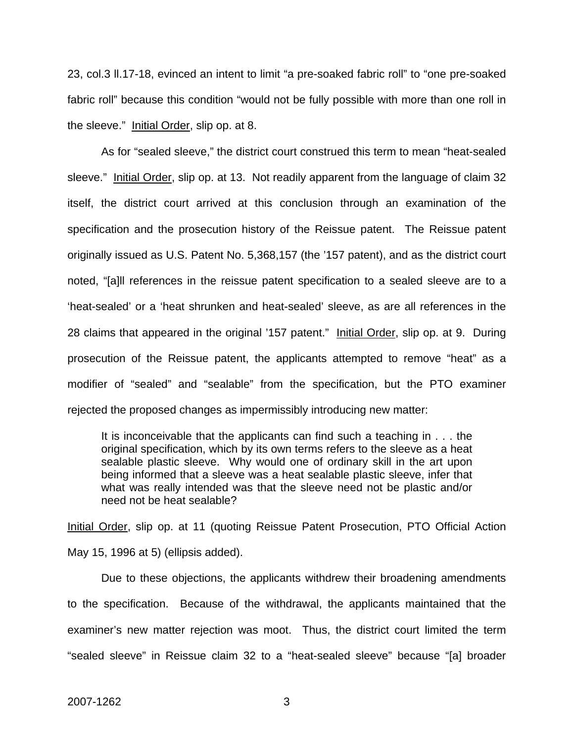23, col.3 ll.17-18, evinced an intent to limit "a pre-soaked fabric roll" to "one pre-soaked fabric roll" because this condition "would not be fully possible with more than one roll in the sleeve." Initial Order, slip op. at 8.

As for "sealed sleeve," the district court construed this term to mean "heat-sealed sleeve." Initial Order, slip op. at 13. Not readily apparent from the language of claim 32 itself, the district court arrived at this conclusion through an examination of the specification and the prosecution history of the Reissue patent. The Reissue patent originally issued as U.S. Patent No. 5,368,157 (the '157 patent), and as the district court noted, "[a]ll references in the reissue patent specification to a sealed sleeve are to a 'heat-sealed' or a 'heat shrunken and heat-sealed' sleeve, as are all references in the 28 claims that appeared in the original '157 patent." Initial Order, slip op. at 9. During prosecution of the Reissue patent, the applicants attempted to remove "heat" as a modifier of "sealed" and "sealable" from the specification, but the PTO examiner rejected the proposed changes as impermissibly introducing new matter:

> It is inconceivable that the applicants can find such a teaching in . . . the original specification, which by its own terms refers to the sleeve as a heat sealable plastic sleeve. Why would one of ordinary skill in the art upon being informed that a sleeve was a heat sealable plastic sleeve, infer that what was really intended was that the sleeve need not be plastic and/or need not be heat sealable?

Initial Order, slip op. at 11 (quoting Reissue Patent Prosecution, PTO Official Action May 15, 1996 at 5) (ellipsis added).

Due to these objections, the applicants withdrew their broadening amendments to the specification. Because of the withdrawal, the applicants maintained that the examiner's new matter rejection was moot. Thus, the district court limited the term "sealed sleeve" in Reissue claim 32 to a "heat-sealed sleeve" because "[a] broader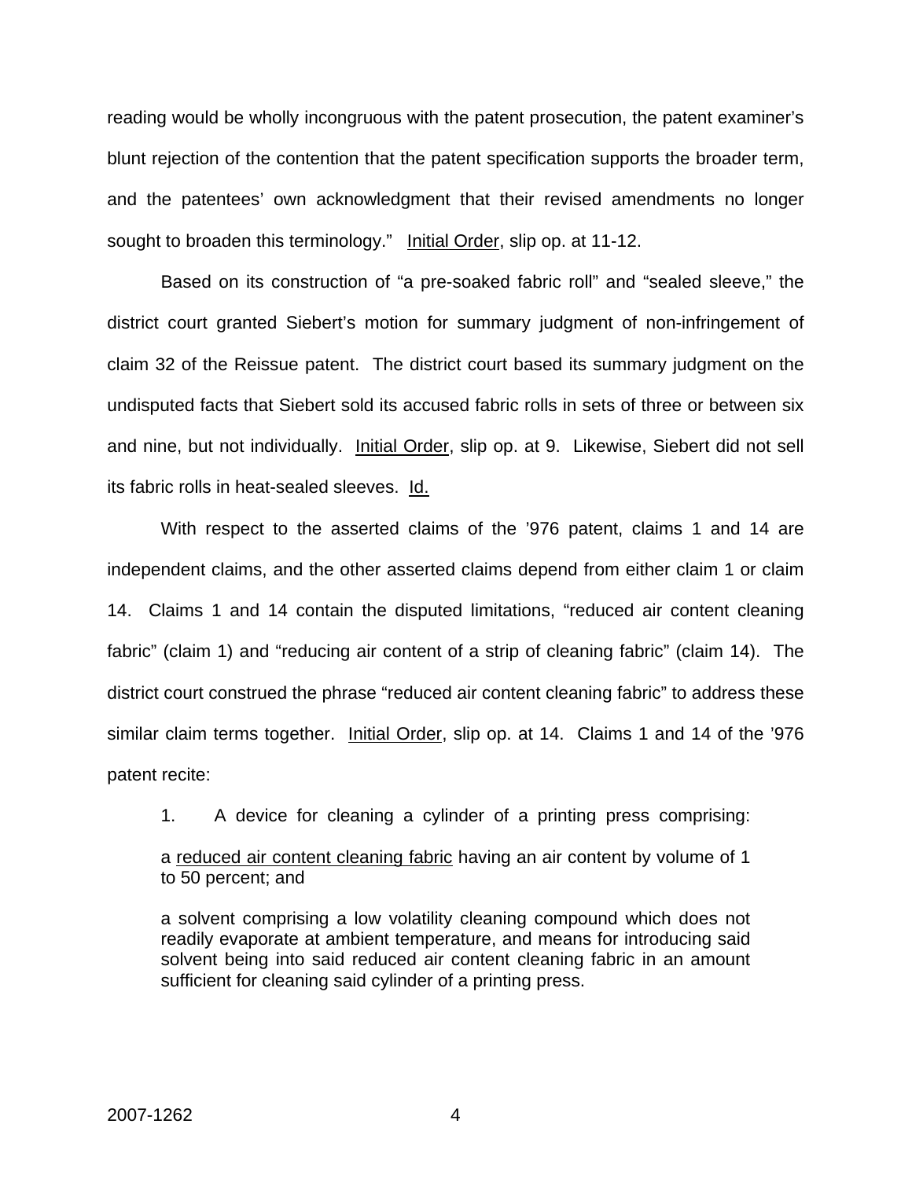reading would be wholly incongruous with the patent prosecution, the patent examiner's blunt rejection of the contention that the patent specification supports the broader term, and the patentees' own acknowledgment that their revised amendments no longer sought to broaden this terminology." Initial Order, slip op. at 11-12.

Based on its construction of "a pre-soaked fabric roll" and "sealed sleeve," the district court granted Siebert's motion for summary judgment of non-infringement of claim 32 of the Reissue patent. The district court based its summary judgment on the undisputed facts that Siebert sold its accused fabric rolls in sets of three or between six and nine, but not individually. Initial Order, slip op. at 9. Likewise, Siebert did not sell its fabric rolls in heat-sealed sleeves. Id.

With respect to the asserted claims of the '976 patent, claims 1 and 14 are independent claims, and the other asserted claims depend from either claim 1 or claim 14. Claims 1 and 14 contain the disputed limitations, "reduced air content cleaning fabric" (claim 1) and "reducing air content of a strip of cleaning fabric" (claim 14). The district court construed the phrase "reduced air content cleaning fabric" to address these similar claim terms together. Initial Order, slip op. at 14. Claims 1 and 14 of the '976 patent recite:

> 1. A device for cleaning a cylinder of a printing press comprising:
>
> a reduced air content cleaning fabric having an air content by volume of 1 to 50 percent; and
>
> a solvent comprising a low volatility cleaning compound which does not readily evaporate at ambient temperature, and means for introducing said solvent being into said reduced air content cleaning fabric in an amount sufficient for cleaning said cylinder of a printing press.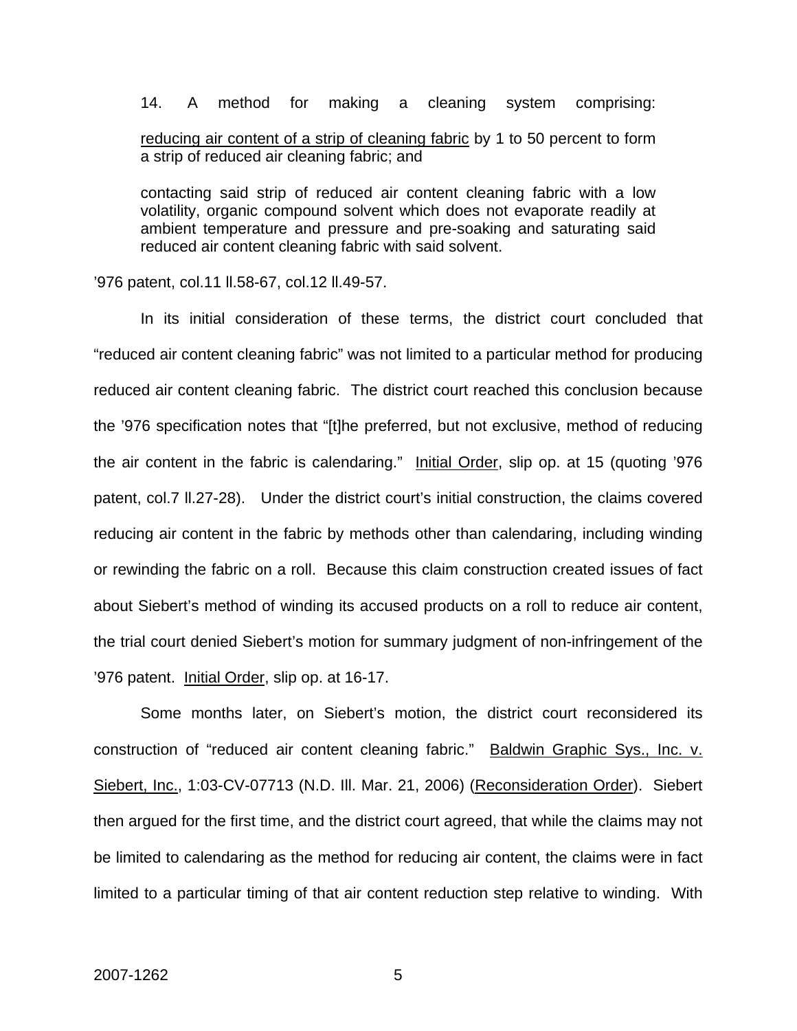> 14. A method for making a cleaning system comprising:
>
> <u>reducing air content of a strip of cleaning fabric</u> by 1 to 50 percent to form a strip of reduced air cleaning fabric; and
>
> contacting said strip of reduced air content cleaning fabric with a low volatility, organic compound solvent which does not evaporate readily at ambient temperature and pressure and pre-soaking and saturating said reduced air content cleaning fabric with said solvent.

'976 patent, col.11 ll.58-67, col.12 ll.49-57.

In its initial consideration of these terms, the district court concluded that "reduced air content cleaning fabric" was not limited to a particular method for producing reduced air content cleaning fabric. The district court reached this conclusion because the '976 specification notes that "[t]he preferred, but not exclusive, method of reducing the air content in the fabric is calendaring." <u>Initial Order</u>, slip op. at 15 (quoting '976 patent, col.7 ll.27-28). Under the district court's initial construction, the claims covered reducing air content in the fabric by methods other than calendaring, including winding or rewinding the fabric on a roll. Because this claim construction created issues of fact about Siebert's method of winding its accused products on a roll to reduce air content, the trial court denied Siebert's motion for summary judgment of non-infringement of the '976 patent. <u>Initial Order</u>, slip op. at 16-17.

Some months later, on Siebert's motion, the district court reconsidered its construction of "reduced air content cleaning fabric." <u>Baldwin Graphic Sys., Inc. v. Siebert, Inc.</u>, 1:03-CV-07713 (N.D. Ill. Mar. 21, 2006) (<u>Reconsideration Order</u>). Siebert then argued for the first time, and the district court agreed, that while the claims may not be limited to calendaring as the method for reducing air content, the claims were in fact limited to a particular timing of that air content reduction step relative to winding. With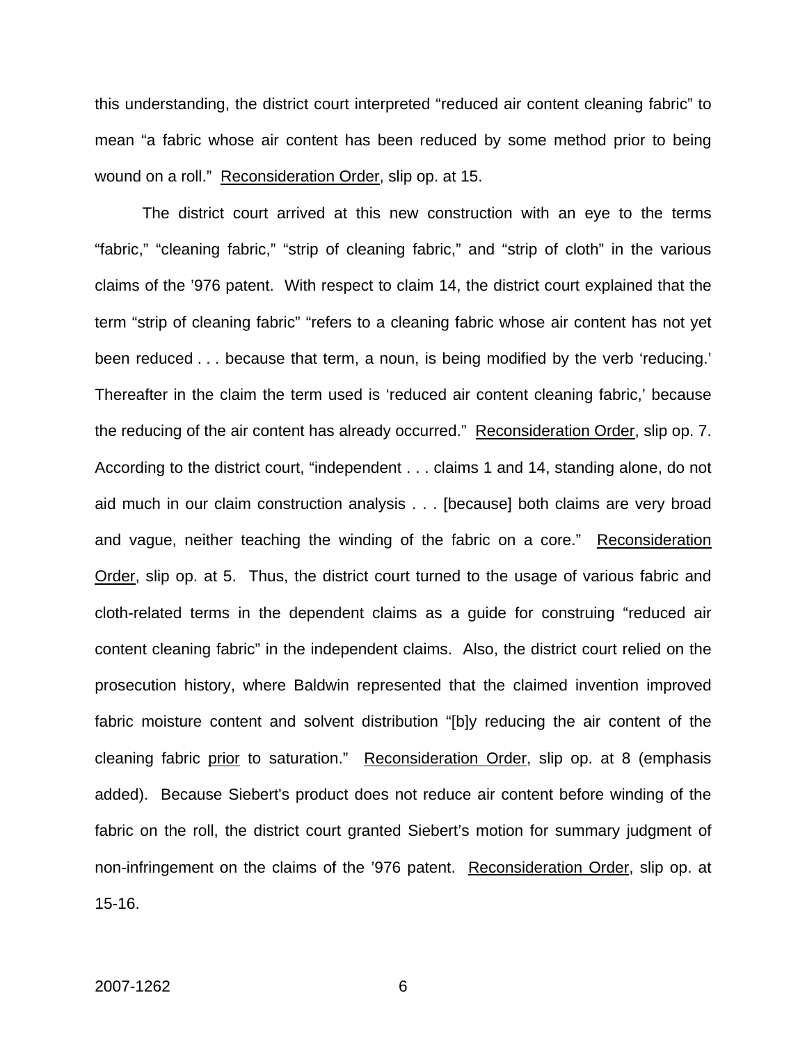this understanding, the district court interpreted “reduced air content cleaning fabric” to mean “a fabric whose air content has been reduced by some method prior to being wound on a roll.” Reconsideration Order, slip op. at 15.

The district court arrived at this new construction with an eye to the terms “fabric,” “cleaning fabric,” “strip of cleaning fabric,” and “strip of cloth” in the various claims of the ’976 patent. With respect to claim 14, the district court explained that the term “strip of cleaning fabric” “refers to a cleaning fabric whose air content has not yet been reduced . . . because that term, a noun, is being modified by the verb ‘reducing.’ Thereafter in the claim the term used is ‘reduced air content cleaning fabric,’ because the reducing of the air content has already occurred.” Reconsideration Order, slip op. 7. According to the district court, “independent . . . claims 1 and 14, standing alone, do not aid much in our claim construction analysis . . . [because] both claims are very broad and vague, neither teaching the winding of the fabric on a core.” Reconsideration Order, slip op. at 5. Thus, the district court turned to the usage of various fabric and cloth-related terms in the dependent claims as a guide for construing “reduced air content cleaning fabric” in the independent claims. Also, the district court relied on the prosecution history, where Baldwin represented that the claimed invention improved fabric moisture content and solvent distribution “[b]y reducing the air content of the cleaning fabric prior to saturation.” Reconsideration Order, slip op. at 8 (emphasis added). Because Siebert's product does not reduce air content before winding of the fabric on the roll, the district court granted Siebert’s motion for summary judgment of non-infringement on the claims of the ’976 patent. Reconsideration Order, slip op. at 15-16.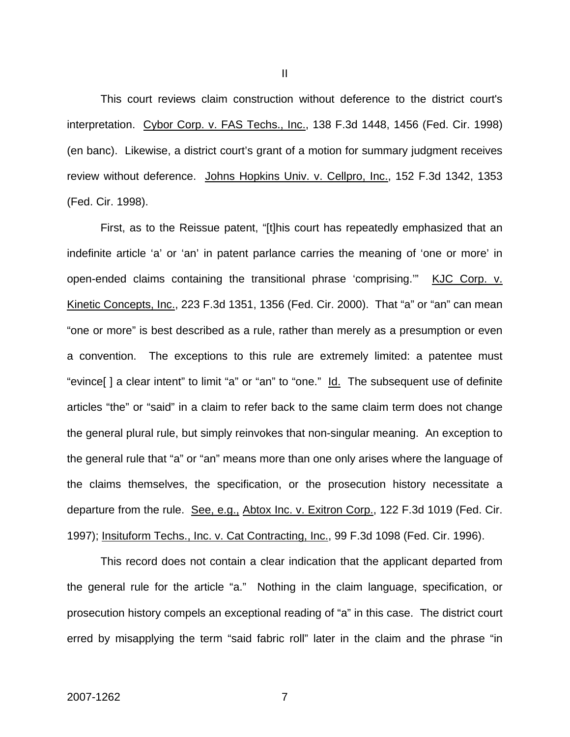## II

This court reviews claim construction without deference to the district court's interpretation. Cybor Corp. v. FAS Techs., Inc., 138 F.3d 1448, 1456 (Fed. Cir. 1998) (en banc). Likewise, a district court's grant of a motion for summary judgment receives review without deference. Johns Hopkins Univ. v. Cellpro, Inc., 152 F.3d 1342, 1353 (Fed. Cir. 1998).

First, as to the Reissue patent, "[t]his court has repeatedly emphasized that an indefinite article 'a' or 'an' in patent parlance carries the meaning of 'one or more' in open-ended claims containing the transitional phrase 'comprising.'" KJC Corp. v. Kinetic Concepts, Inc., 223 F.3d 1351, 1356 (Fed. Cir. 2000). That "a" or "an" can mean "one or more" is best described as a rule, rather than merely as a presumption or even a convention. The exceptions to this rule are extremely limited: a patentee must "evince[ ] a clear intent" to limit "a" or "an" to "one." Id. The subsequent use of definite articles "the" or "said" in a claim to refer back to the same claim term does not change the general plural rule, but simply reinvokes that non-singular meaning. An exception to the general rule that "a" or "an" means more than one only arises where the language of the claims themselves, the specification, or the prosecution history necessitate a departure from the rule. See, e.g., Abtox Inc. v. Exitron Corp., 122 F.3d 1019 (Fed. Cir. 1997); Insituform Techs., Inc. v. Cat Contracting, Inc., 99 F.3d 1098 (Fed. Cir. 1996).

This record does not contain a clear indication that the applicant departed from the general rule for the article "a." Nothing in the claim language, specification, or prosecution history compels an exceptional reading of "a" in this case. The district court erred by misapplying the term "said fabric roll" later in the claim and the phrase "in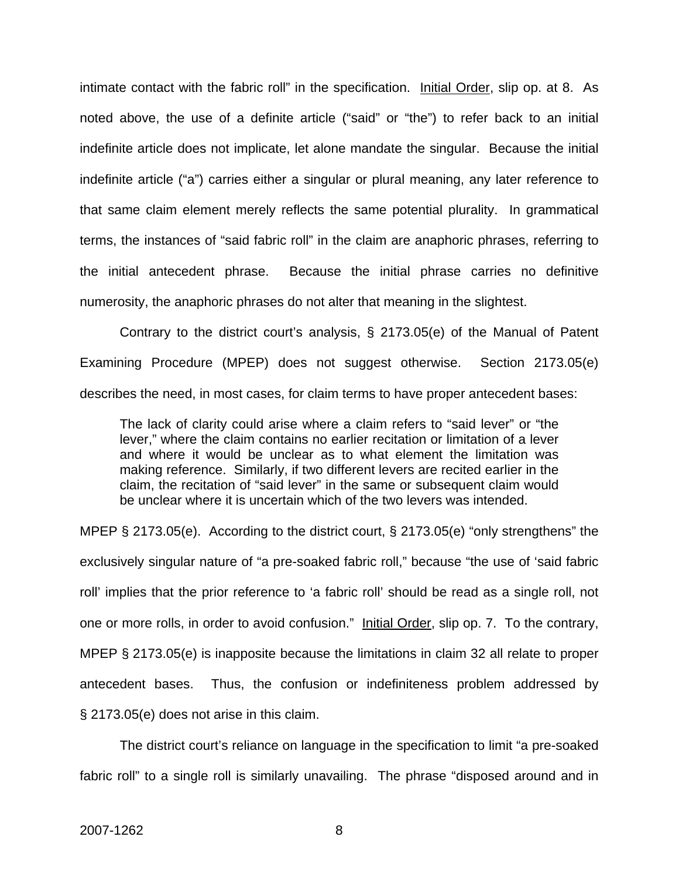intimate contact with the fabric roll" in the specification. Initial Order, slip op. at 8. As noted above, the use of a definite article ("said" or "the") to refer back to an initial indefinite article does not implicate, let alone mandate the singular. Because the initial indefinite article ("a") carries either a singular or plural meaning, any later reference to that same claim element merely reflects the same potential plurality. In grammatical terms, the instances of "said fabric roll" in the claim are anaphoric phrases, referring to the initial antecedent phrase. Because the initial phrase carries no definitive numerosity, the anaphoric phrases do not alter that meaning in the slightest.

Contrary to the district court's analysis, § 2173.05(e) of the Manual of Patent Examining Procedure (MPEP) does not suggest otherwise. Section 2173.05(e) describes the need, in most cases, for claim terms to have proper antecedent bases:

> The lack of clarity could arise where a claim refers to "said lever" or "the lever," where the claim contains no earlier recitation or limitation of a lever and where it would be unclear as to what element the limitation was making reference. Similarly, if two different levers are recited earlier in the claim, the recitation of "said lever" in the same or subsequent claim would be unclear where it is uncertain which of the two levers was intended.

MPEP § 2173.05(e). According to the district court, § 2173.05(e) "only strengthens" the exclusively singular nature of "a pre-soaked fabric roll," because "the use of 'said fabric roll' implies that the prior reference to 'a fabric roll' should be read as a single roll, not one or more rolls, in order to avoid confusion." Initial Order, slip op. 7. To the contrary, MPEP § 2173.05(e) is inapposite because the limitations in claim 32 all relate to proper antecedent bases. Thus, the confusion or indefiniteness problem addressed by § 2173.05(e) does not arise in this claim.

The district court's reliance on language in the specification to limit "a pre-soaked fabric roll" to a single roll is similarly unavailing. The phrase "disposed around and in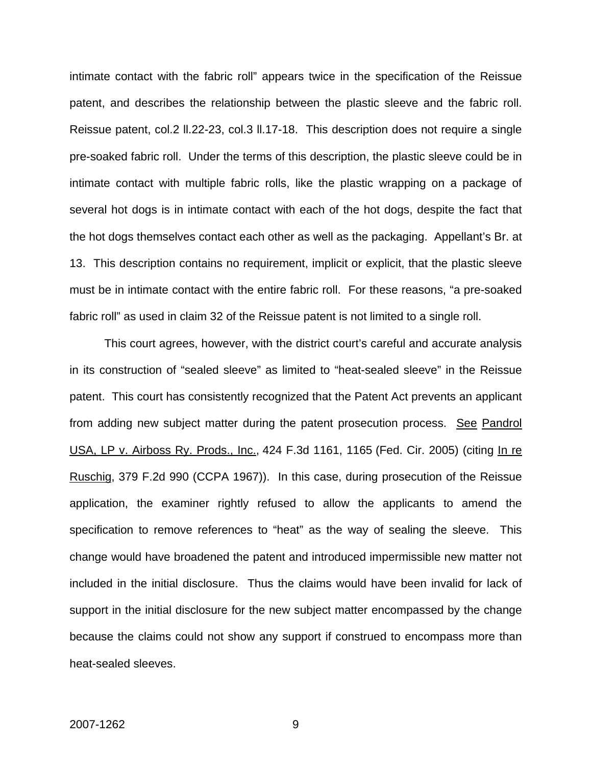intimate contact with the fabric roll" appears twice in the specification of the Reissue patent, and describes the relationship between the plastic sleeve and the fabric roll. Reissue patent, col.2 ll.22-23, col.3 ll.17-18. This description does not require a single pre-soaked fabric roll. Under the terms of this description, the plastic sleeve could be in intimate contact with multiple fabric rolls, like the plastic wrapping on a package of several hot dogs is in intimate contact with each of the hot dogs, despite the fact that the hot dogs themselves contact each other as well as the packaging. Appellant's Br. at 13. This description contains no requirement, implicit or explicit, that the plastic sleeve must be in intimate contact with the entire fabric roll. For these reasons, "a pre-soaked fabric roll" as used in claim 32 of the Reissue patent is not limited to a single roll.

This court agrees, however, with the district court's careful and accurate analysis in its construction of "sealed sleeve" as limited to "heat-sealed sleeve" in the Reissue patent. This court has consistently recognized that the Patent Act prevents an applicant from adding new subject matter during the patent prosecution process. See Pandrol USA, LP v. Airboss Ry. Prods., Inc., 424 F.3d 1161, 1165 (Fed. Cir. 2005) (citing In re Ruschig, 379 F.2d 990 (CCPA 1967)). In this case, during prosecution of the Reissue application, the examiner rightly refused to allow the applicants to amend the specification to remove references to "heat" as the way of sealing the sleeve. This change would have broadened the patent and introduced impermissible new matter not included in the initial disclosure. Thus the claims would have been invalid for lack of support in the initial disclosure for the new subject matter encompassed by the change because the claims could not show any support if construed to encompass more than heat-sealed sleeves.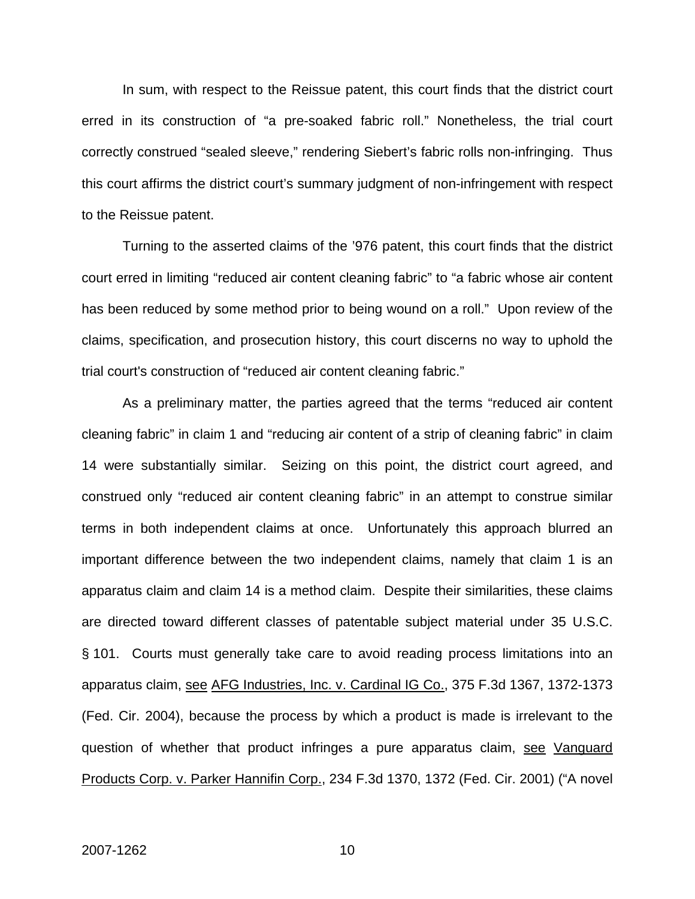In sum, with respect to the Reissue patent, this court finds that the district court erred in its construction of "a pre-soaked fabric roll." Nonetheless, the trial court correctly construed "sealed sleeve," rendering Siebert's fabric rolls non-infringing. Thus this court affirms the district court's summary judgment of non-infringement with respect to the Reissue patent.

Turning to the asserted claims of the '976 patent, this court finds that the district court erred in limiting "reduced air content cleaning fabric" to "a fabric whose air content has been reduced by some method prior to being wound on a roll." Upon review of the claims, specification, and prosecution history, this court discerns no way to uphold the trial court's construction of "reduced air content cleaning fabric."

As a preliminary matter, the parties agreed that the terms "reduced air content cleaning fabric" in claim 1 and "reducing air content of a strip of cleaning fabric" in claim 14 were substantially similar. Seizing on this point, the district court agreed, and construed only "reduced air content cleaning fabric" in an attempt to construe similar terms in both independent claims at once. Unfortunately this approach blurred an important difference between the two independent claims, namely that claim 1 is an apparatus claim and claim 14 is a method claim. Despite their similarities, these claims are directed toward different classes of patentable subject material under 35 U.S.C. § 101. Courts must generally take care to avoid reading process limitations into an apparatus claim, see AFG Industries, Inc. v. Cardinal IG Co., 375 F.3d 1367, 1372-1373 (Fed. Cir. 2004), because the process by which a product is made is irrelevant to the question of whether that product infringes a pure apparatus claim, see Vanguard Products Corp. v. Parker Hannifin Corp., 234 F.3d 1370, 1372 (Fed. Cir. 2001) ("A novel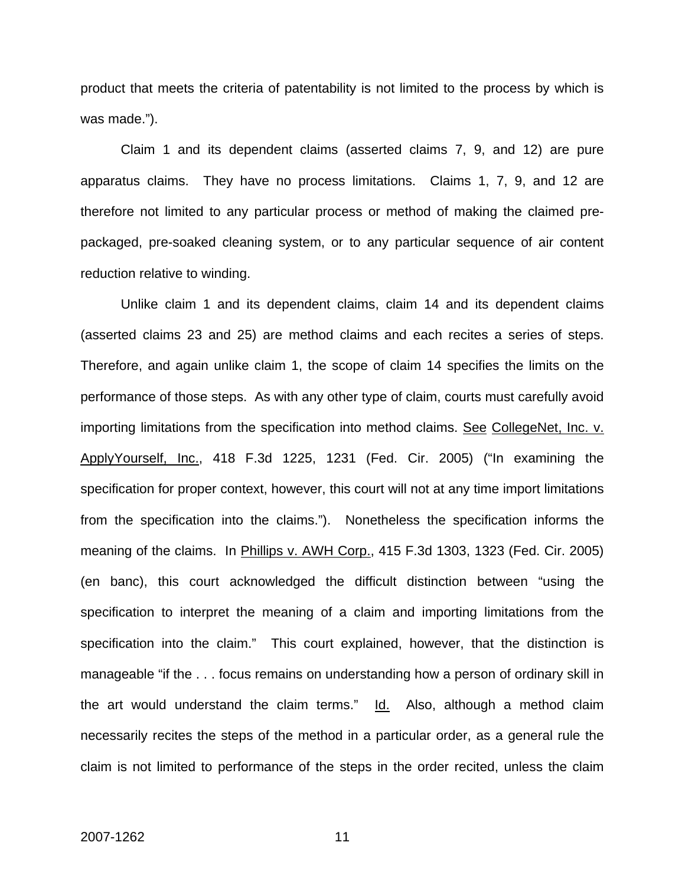product that meets the criteria of patentability is not limited to the process by which is was made.").

Claim 1 and its dependent claims (asserted claims 7, 9, and 12) are pure apparatus claims. They have no process limitations. Claims 1, 7, 9, and 12 are therefore not limited to any particular process or method of making the claimed pre-packaged, pre-soaked cleaning system, or to any particular sequence of air content reduction relative to winding.

Unlike claim 1 and its dependent claims, claim 14 and its dependent claims (asserted claims 23 and 25) are method claims and each recites a series of steps. Therefore, and again unlike claim 1, the scope of claim 14 specifies the limits on the performance of those steps. As with any other type of claim, courts must carefully avoid importing limitations from the specification into method claims. See CollegeNet, Inc. v. ApplyYourself, Inc., 418 F.3d 1225, 1231 (Fed. Cir. 2005) ("In examining the specification for proper context, however, this court will not at any time import limitations from the specification into the claims."). Nonetheless the specification informs the meaning of the claims. In Phillips v. AWH Corp., 415 F.3d 1303, 1323 (Fed. Cir. 2005) (en banc), this court acknowledged the difficult distinction between "using the specification to interpret the meaning of a claim and importing limitations from the specification into the claim." This court explained, however, that the distinction is manageable "if the . . . focus remains on understanding how a person of ordinary skill in the art would understand the claim terms." Id. Also, although a method claim necessarily recites the steps of the method in a particular order, as a general rule the claim is not limited to performance of the steps in the order recited, unless the claim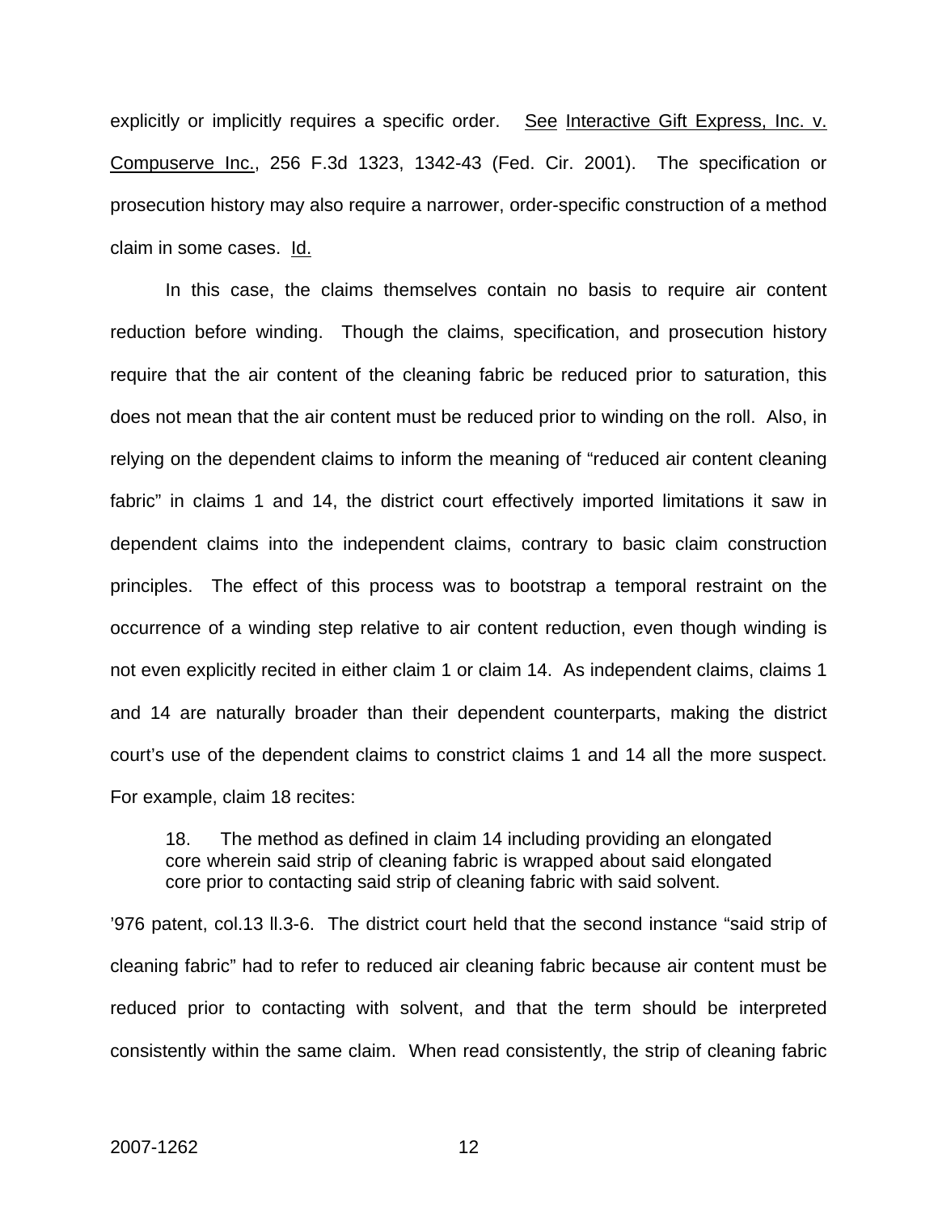explicitly or implicitly requires a specific order. See Interactive Gift Express, Inc. v. Compuserve Inc., 256 F.3d 1323, 1342-43 (Fed. Cir. 2001). The specification or prosecution history may also require a narrower, order-specific construction of a method claim in some cases. Id.

In this case, the claims themselves contain no basis to require air content reduction before winding. Though the claims, specification, and prosecution history require that the air content of the cleaning fabric be reduced prior to saturation, this does not mean that the air content must be reduced prior to winding on the roll. Also, in relying on the dependent claims to inform the meaning of "reduced air content cleaning fabric" in claims 1 and 14, the district court effectively imported limitations it saw in dependent claims into the independent claims, contrary to basic claim construction principles. The effect of this process was to bootstrap a temporal restraint on the occurrence of a winding step relative to air content reduction, even though winding is not even explicitly recited in either claim 1 or claim 14. As independent claims, claims 1 and 14 are naturally broader than their dependent counterparts, making the district court's use of the dependent claims to constrict claims 1 and 14 all the more suspect. For example, claim 18 recites:

> 18. The method as defined in claim 14 including providing an elongated core wherein said strip of cleaning fabric is wrapped about said elongated core prior to contacting said strip of cleaning fabric with said solvent.

'976 patent, col.13 ll.3-6. The district court held that the second instance "said strip of cleaning fabric" had to refer to reduced air cleaning fabric because air content must be reduced prior to contacting with solvent, and that the term should be interpreted consistently within the same claim. When read consistently, the strip of cleaning fabric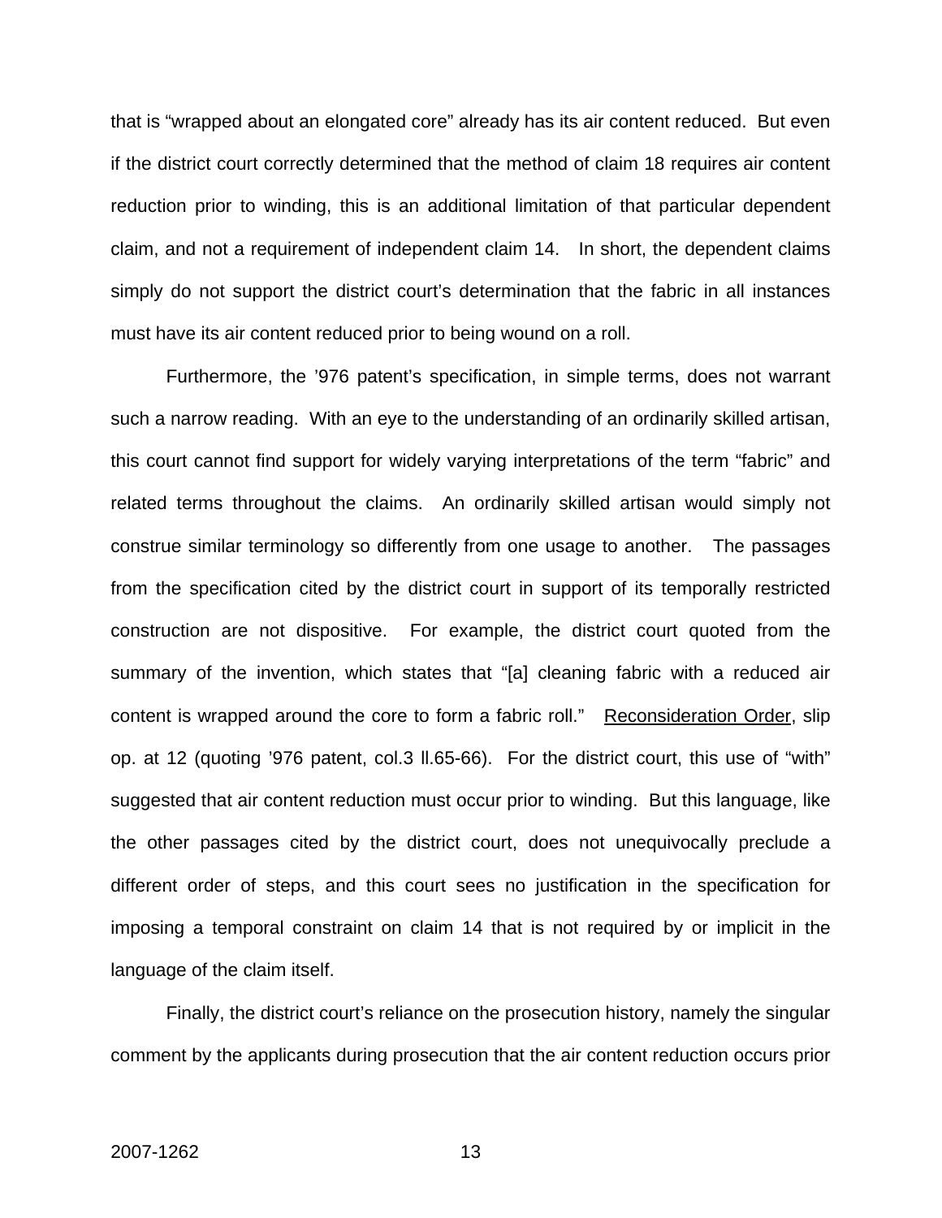that is "wrapped about an elongated core" already has its air content reduced. But even if the district court correctly determined that the method of claim 18 requires air content reduction prior to winding, this is an additional limitation of that particular dependent claim, and not a requirement of independent claim 14. In short, the dependent claims simply do not support the district court's determination that the fabric in all instances must have its air content reduced prior to being wound on a roll.

Furthermore, the '976 patent's specification, in simple terms, does not warrant such a narrow reading. With an eye to the understanding of an ordinarily skilled artisan, this court cannot find support for widely varying interpretations of the term "fabric" and related terms throughout the claims. An ordinarily skilled artisan would simply not construe similar terminology so differently from one usage to another. The passages from the specification cited by the district court in support of its temporally restricted construction are not dispositive. For example, the district court quoted from the summary of the invention, which states that "[a] cleaning fabric with a reduced air content is wrapped around the core to form a fabric roll." Reconsideration Order, slip op. at 12 (quoting '976 patent, col.3 ll.65-66). For the district court, this use of "with" suggested that air content reduction must occur prior to winding. But this language, like the other passages cited by the district court, does not unequivocally preclude a different order of steps, and this court sees no justification in the specification for imposing a temporal constraint on claim 14 that is not required by or implicit in the language of the claim itself.

Finally, the district court's reliance on the prosecution history, namely the singular comment by the applicants during prosecution that the air content reduction occurs prior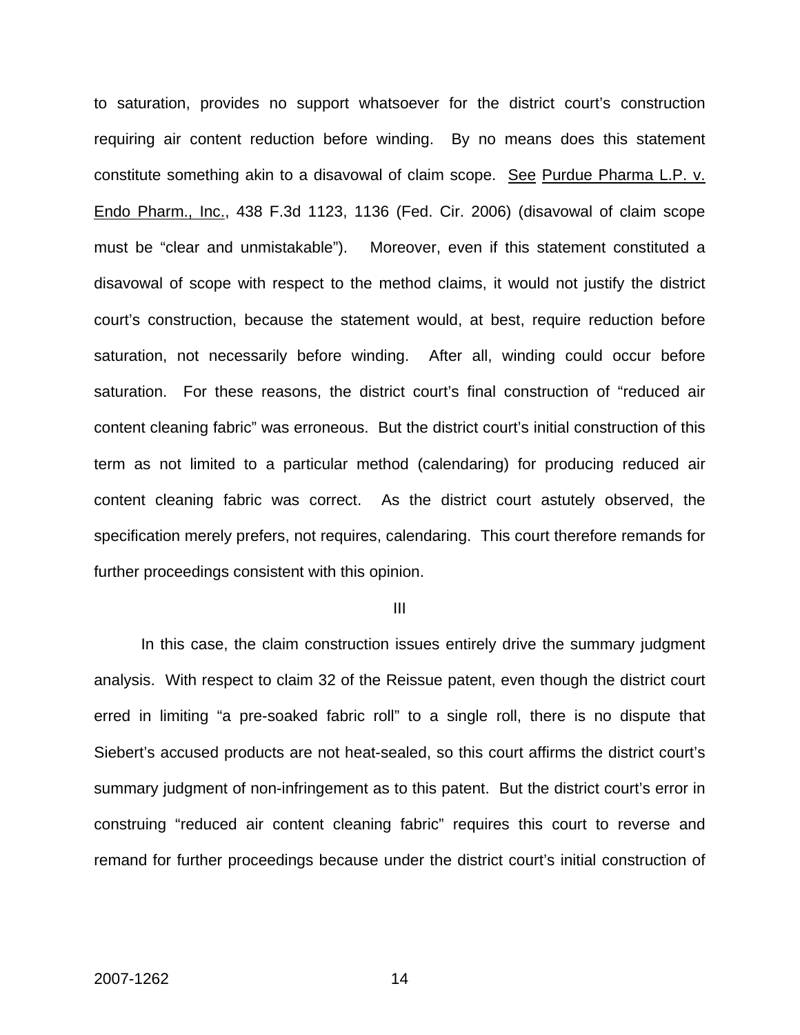to saturation, provides no support whatsoever for the district court's construction requiring air content reduction before winding. By no means does this statement constitute something akin to a disavowal of claim scope. See Purdue Pharma L.P. v. Endo Pharm., Inc., 438 F.3d 1123, 1136 (Fed. Cir. 2006) (disavowal of claim scope must be "clear and unmistakable"). Moreover, even if this statement constituted a disavowal of scope with respect to the method claims, it would not justify the district court's construction, because the statement would, at best, require reduction before saturation, not necessarily before winding. After all, winding could occur before saturation. For these reasons, the district court's final construction of "reduced air content cleaning fabric" was erroneous. But the district court's initial construction of this term as not limited to a particular method (calendaring) for producing reduced air content cleaning fabric was correct. As the district court astutely observed, the specification merely prefers, not requires, calendaring. This court therefore remands for further proceedings consistent with this opinion.

## III

In this case, the claim construction issues entirely drive the summary judgment analysis. With respect to claim 32 of the Reissue patent, even though the district court erred in limiting "a pre-soaked fabric roll" to a single roll, there is no dispute that Siebert's accused products are not heat-sealed, so this court affirms the district court's summary judgment of non-infringement as to this patent. But the district court's error in construing "reduced air content cleaning fabric" requires this court to reverse and remand for further proceedings because under the district court's initial construction of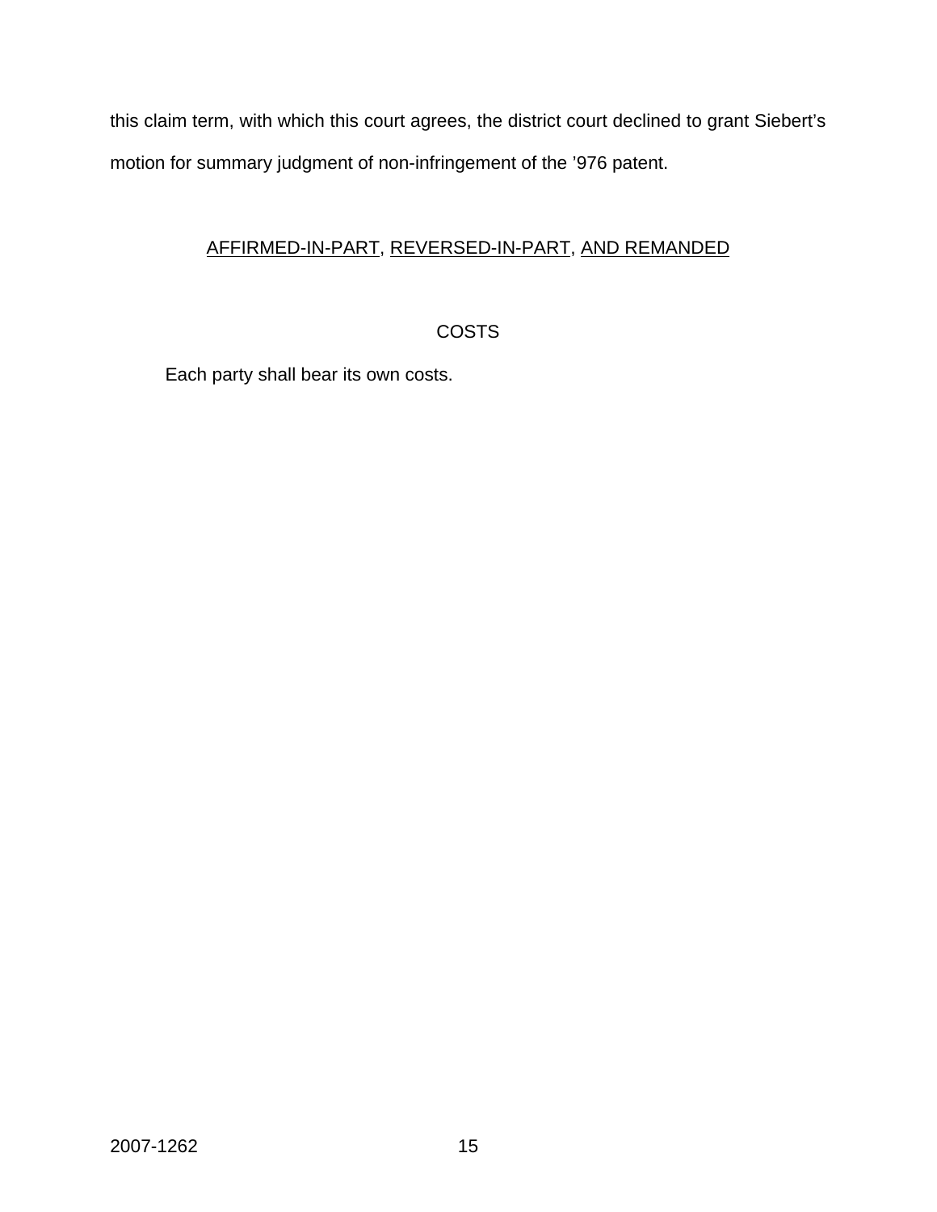this claim term, with which this court agrees, the district court declined to grant Siebert's motion for summary judgment of non-infringement of the '976 patent.

AFFIRMED-IN-PART, REVERSED-IN-PART, AND REMANDED

COSTS

Each party shall bear its own costs.